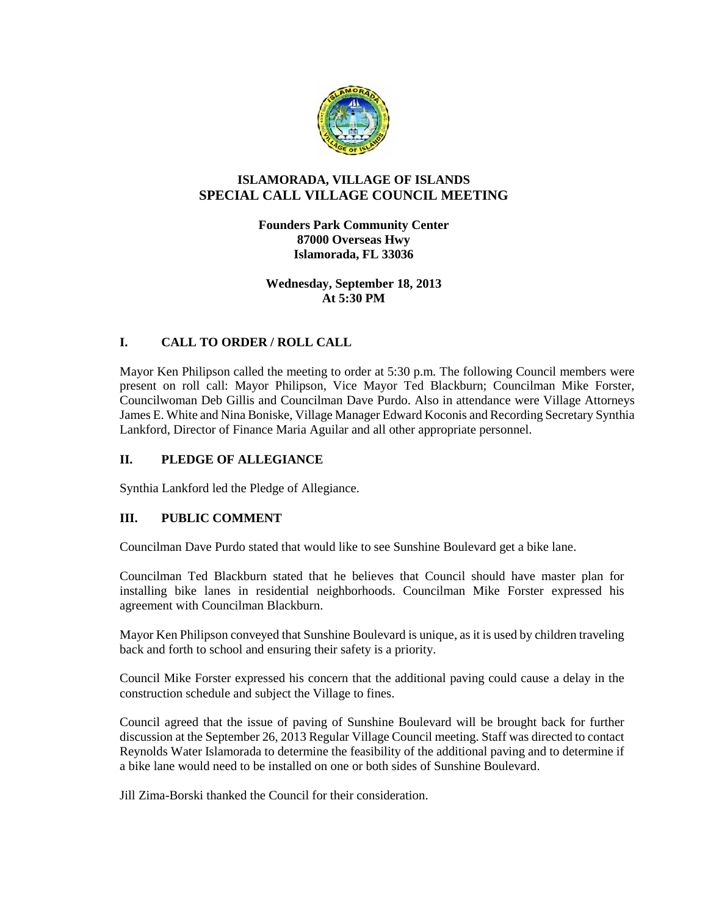# ISLAMORADA, VILLAGE OF ISLANDS
# SPECIAL CALL VILLAGE COUNCIL MEETING

**Founders Park Community Center**
**87000 Overseas Hwy**
**Islamorada, FL 33036**

**Wednesday, September 18, 2013**
**At 5:30 PM**

## I. CALL TO ORDER / ROLL CALL

Mayor Ken Philipson called the meeting to order at 5:30 p.m. The following Council members were present on roll call: Mayor Philipson, Vice Mayor Ted Blackburn; Councilman Mike Forster, Councilwoman Deb Gillis and Councilman Dave Purdo. Also in attendance were Village Attorneys James E. White and Nina Boniske, Village Manager Edward Koconis and Recording Secretary Synthia Lankford, Director of Finance Maria Aguilar and all other appropriate personnel.

## II. PLEDGE OF ALLEGIANCE

Synthia Lankford led the Pledge of Allegiance.

## III. PUBLIC COMMENT

Councilman Dave Purdo stated that would like to see Sunshine Boulevard get a bike lane.

Councilman Ted Blackburn stated that he believes that Council should have master plan for installing bike lanes in residential neighborhoods. Councilman Mike Forster expressed his agreement with Councilman Blackburn.

Mayor Ken Philipson conveyed that Sunshine Boulevard is unique, as it is used by children traveling back and forth to school and ensuring their safety is a priority.

Council Mike Forster expressed his concern that the additional paving could cause a delay in the construction schedule and subject the Village to fines.

Council agreed that the issue of paving of Sunshine Boulevard will be brought back for further discussion at the September 26, 2013 Regular Village Council meeting. Staff was directed to contact Reynolds Water Islamorada to determine the feasibility of the additional paving and to determine if a bike lane would need to be installed on one or both sides of Sunshine Boulevard.

Jill Zima-Borski thanked the Council for their consideration.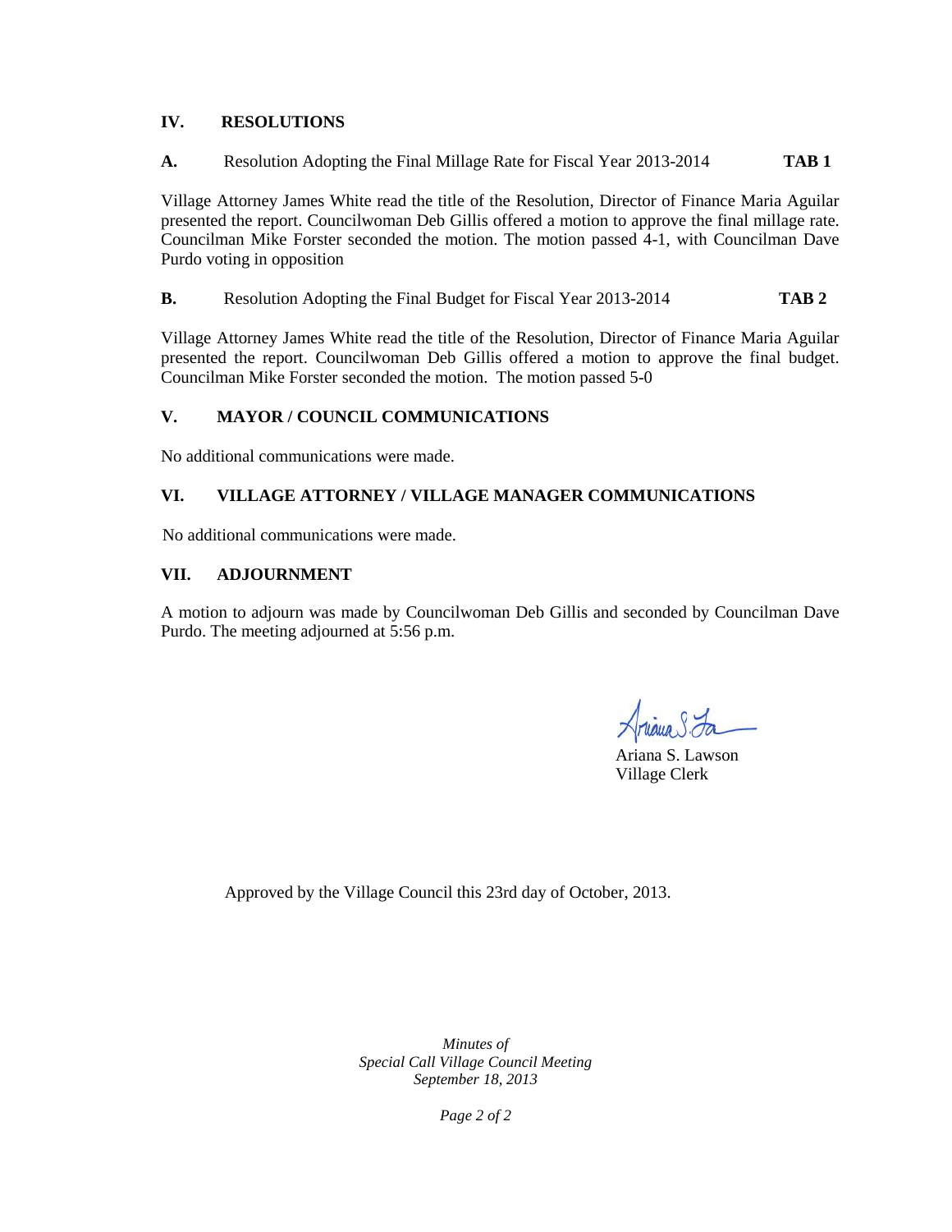## IV. RESOLUTIONS

**A.** Resolution Adopting the Final Millage Rate for Fiscal Year 2013-2014 **TAB 1**

Village Attorney James White read the title of the Resolution, Director of Finance Maria Aguilar presented the report. Councilwoman Deb Gillis offered a motion to approve the final millage rate. Councilman Mike Forster seconded the motion. The motion passed 4-1, with Councilman Dave Purdo voting in opposition

**B.** Resolution Adopting the Final Budget for Fiscal Year 2013-2014 **TAB 2**

Village Attorney James White read the title of the Resolution, Director of Finance Maria Aguilar presented the report. Councilwoman Deb Gillis offered a motion to approve the final budget. Councilman Mike Forster seconded the motion. The motion passed 5-0

## V. MAYOR / COUNCIL COMMUNICATIONS

No additional communications were made.

## VI. VILLAGE ATTORNEY / VILLAGE MANAGER COMMUNICATIONS

No additional communications were made.

## VII. ADJOURNMENT

A motion to adjourn was made by Councilwoman Deb Gillis and seconded by Councilman Dave Purdo. The meeting adjourned at 5:56 p.m.

Ariana S. Lawson
Village Clerk

Approved by the Village Council this 23rd day of October, 2013.

*Minutes of*
*Special Call Village Council Meeting*
*September 18, 2013*